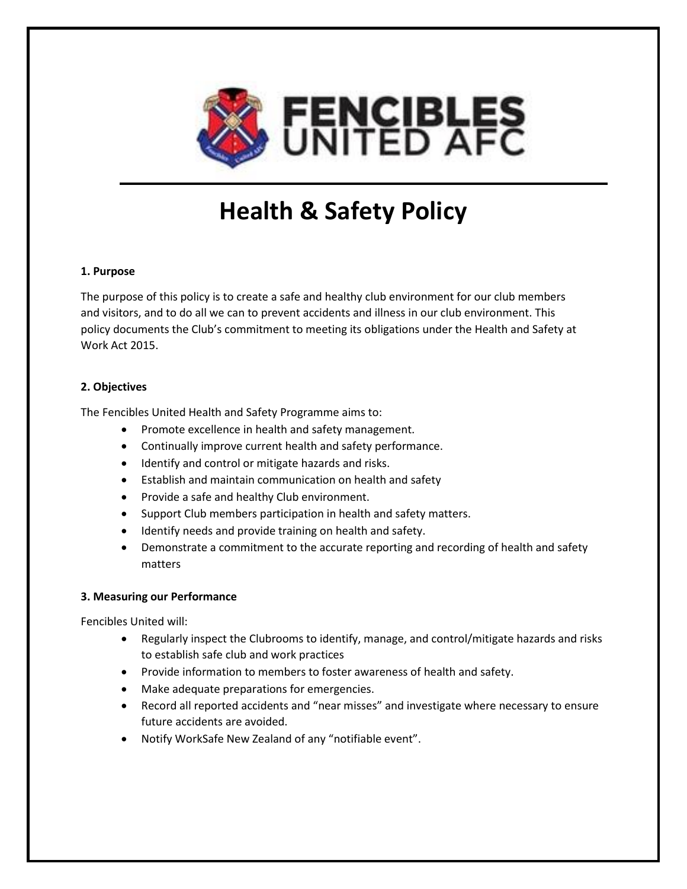FENCIBLES UNITED AFC

# Health & Safety Policy

### 1. Purpose

The purpose of this policy is to create a safe and healthy club environment for our club members and visitors, and to do all we can to prevent accidents and illness in our club environment. This policy documents the Club's commitment to meeting its obligations under the Health and Safety at Work Act 2015.

### 2. Objectives

The Fencibles United Health and Safety Programme aims to:

- Promote excellence in health and safety management.
- Continually improve current health and safety performance.
- Identify and control or mitigate hazards and risks.
- Establish and maintain communication on health and safety
- Provide a safe and healthy Club environment.
- Support Club members participation in health and safety matters.
- Identify needs and provide training on health and safety.
- Demonstrate a commitment to the accurate reporting and recording of health and safety matters

### 3. Measuring our Performance

Fencibles United will:

- Regularly inspect the Clubrooms to identify, manage, and control/mitigate hazards and risks to establish safe club and work practices
- Provide information to members to foster awareness of health and safety.
- Make adequate preparations for emergencies.
- Record all reported accidents and "near misses" and investigate where necessary to ensure future accidents are avoided.
- Notify WorkSafe New Zealand of any "notifiable event".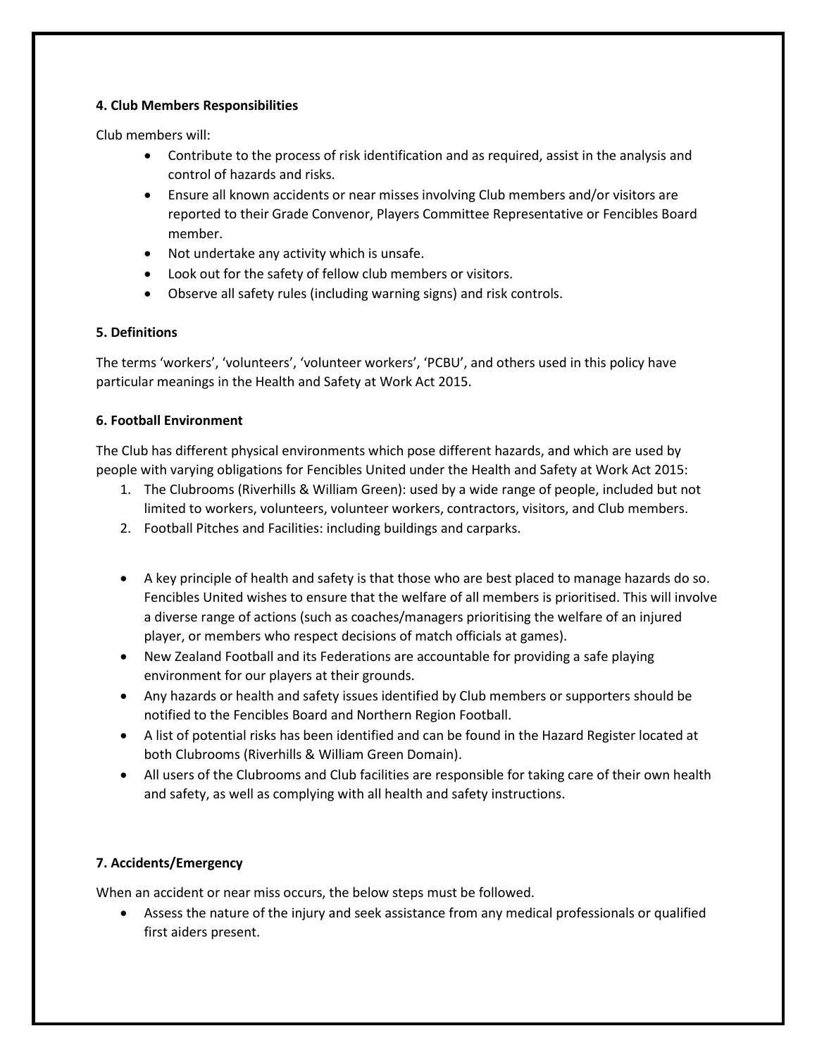**4. Club Members Responsibilities**

Club members will:

- Contribute to the process of risk identification and as required, assist in the analysis and control of hazards and risks.
- Ensure all known accidents or near misses involving Club members and/or visitors are reported to their Grade Convenor, Players Committee Representative or Fencibles Board member.
- Not undertake any activity which is unsafe.
- Look out for the safety of fellow club members or visitors.
- Observe all safety rules (including warning signs) and risk controls.

**5. Definitions**

The terms 'workers', 'volunteers', 'volunteer workers', 'PCBU', and others used in this policy have particular meanings in the Health and Safety at Work Act 2015.

**6. Football Environment**

The Club has different physical environments which pose different hazards, and which are used by people with varying obligations for Fencibles United under the Health and Safety at Work Act 2015:

1. The Clubrooms (Riverhills & William Green): used by a wide range of people, included but not limited to workers, volunteers, volunteer workers, contractors, visitors, and Club members.
2. Football Pitches and Facilities: including buildings and carparks.

- A key principle of health and safety is that those who are best placed to manage hazards do so. Fencibles United wishes to ensure that the welfare of all members is prioritised. This will involve a diverse range of actions (such as coaches/managers prioritising the welfare of an injured player, or members who respect decisions of match officials at games).
- New Zealand Football and its Federations are accountable for providing a safe playing environment for our players at their grounds.
- Any hazards or health and safety issues identified by Club members or supporters should be notified to the Fencibles Board and Northern Region Football.
- A list of potential risks has been identified and can be found in the Hazard Register located at both Clubrooms (Riverhills & William Green Domain).
- All users of the Clubrooms and Club facilities are responsible for taking care of their own health and safety, as well as complying with all health and safety instructions.

**7. Accidents/Emergency**

When an accident or near miss occurs, the below steps must be followed.

- Assess the nature of the injury and seek assistance from any medical professionals or qualified first aiders present.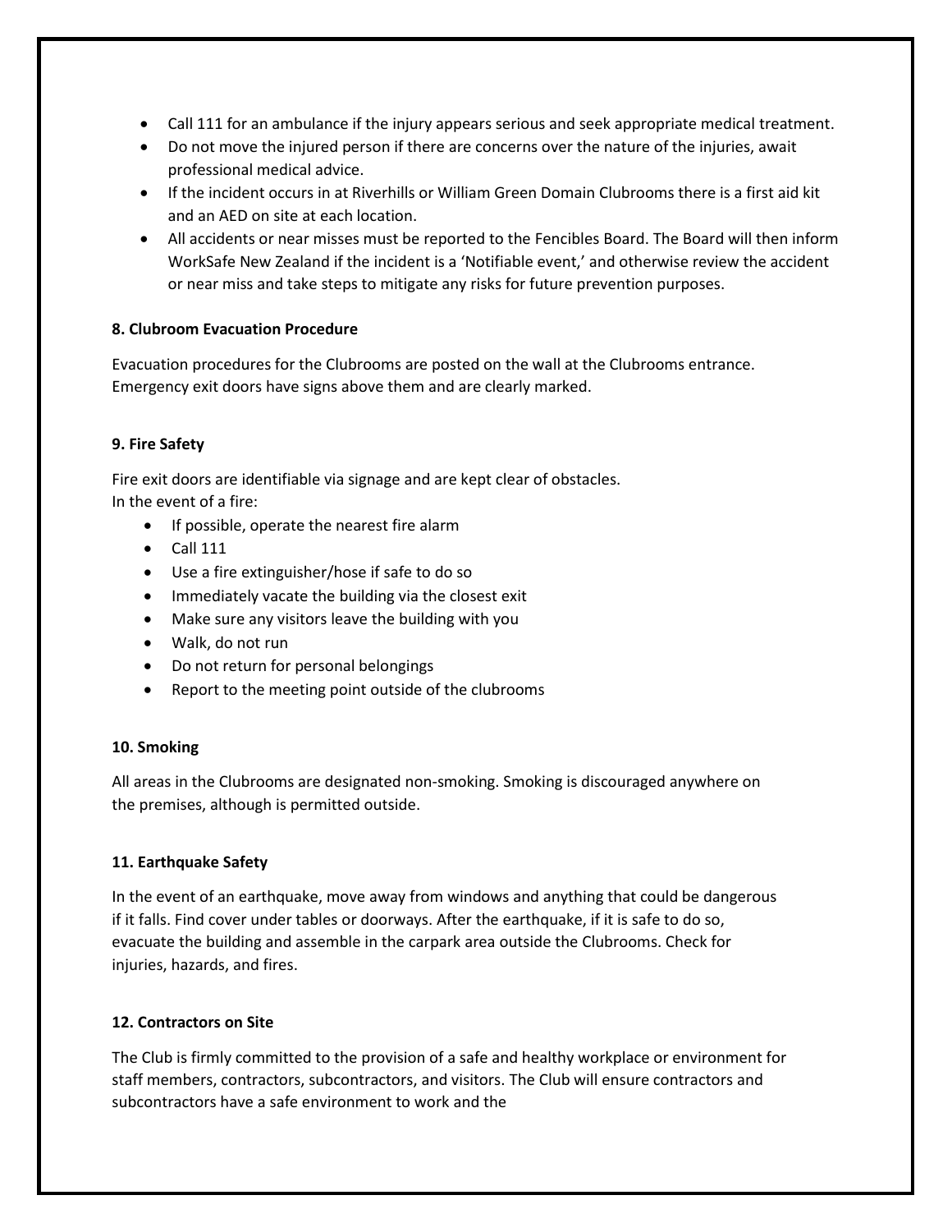- Call 111 for an ambulance if the injury appears serious and seek appropriate medical treatment.
- Do not move the injured person if there are concerns over the nature of the injuries, await professional medical advice.
- If the incident occurs in at Riverhills or William Green Domain Clubrooms there is a first aid kit and an AED on site at each location.
- All accidents or near misses must be reported to the Fencibles Board. The Board will then inform WorkSafe New Zealand if the incident is a 'Notifiable event,' and otherwise review the accident or near miss and take steps to mitigate any risks for future prevention purposes.

**8. Clubroom Evacuation Procedure**

Evacuation procedures for the Clubrooms are posted on the wall at the Clubrooms entrance. Emergency exit doors have signs above them and are clearly marked.

**9. Fire Safety**

Fire exit doors are identifiable via signage and are kept clear of obstacles.
In the event of a fire:

- If possible, operate the nearest fire alarm
- Call 111
- Use a fire extinguisher/hose if safe to do so
- Immediately vacate the building via the closest exit
- Make sure any visitors leave the building with you
- Walk, do not run
- Do not return for personal belongings
- Report to the meeting point outside of the clubrooms

**10. Smoking**

All areas in the Clubrooms are designated non-smoking. Smoking is discouraged anywhere on the premises, although is permitted outside.

**11. Earthquake Safety**

In the event of an earthquake, move away from windows and anything that could be dangerous if it falls. Find cover under tables or doorways. After the earthquake, if it is safe to do so, evacuate the building and assemble in the carpark area outside the Clubrooms. Check for injuries, hazards, and fires.

**12. Contractors on Site**

The Club is firmly committed to the provision of a safe and healthy workplace or environment for staff members, contractors, subcontractors, and visitors. The Club will ensure contractors and subcontractors have a safe environment to work and the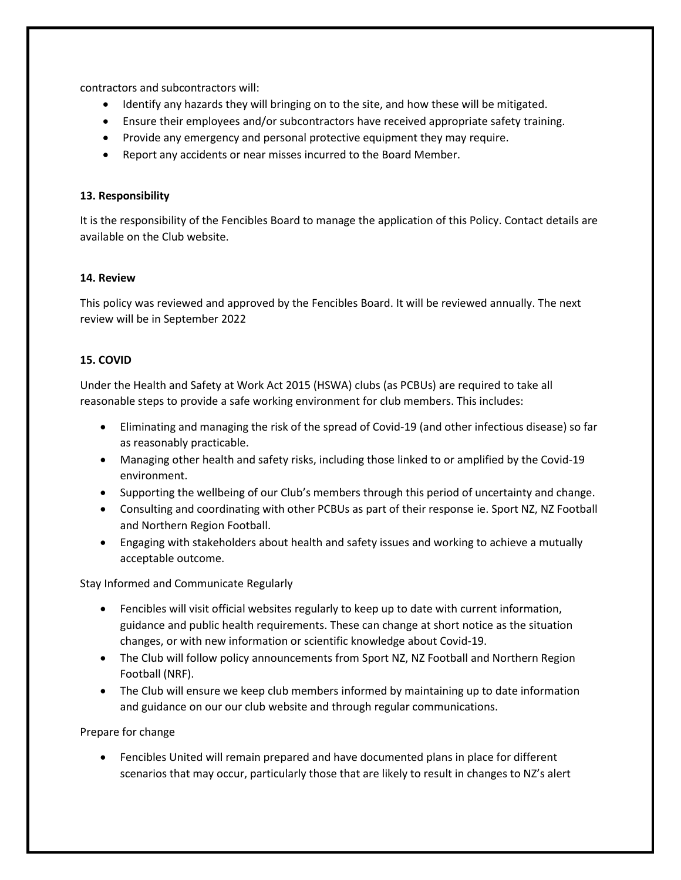contractors and subcontractors will:

- Identify any hazards they will bringing on to the site, and how these will be mitigated.
- Ensure their employees and/or subcontractors have received appropriate safety training.
- Provide any emergency and personal protective equipment they may require.
- Report any accidents or near misses incurred to the Board Member.

**13. Responsibility**

It is the responsibility of the Fencibles Board to manage the application of this Policy. Contact details are available on the Club website.

**14. Review**

This policy was reviewed and approved by the Fencibles Board. It will be reviewed annually. The next review will be in September 2022

**15. COVID**

Under the Health and Safety at Work Act 2015 (HSWA) clubs (as PCBUs) are required to take all reasonable steps to provide a safe working environment for club members. This includes:

- Eliminating and managing the risk of the spread of Covid-19 (and other infectious disease) so far as reasonably practicable.
- Managing other health and safety risks, including those linked to or amplified by the Covid-19 environment.
- Supporting the wellbeing of our Club's members through this period of uncertainty and change.
- Consulting and coordinating with other PCBUs as part of their response ie. Sport NZ, NZ Football and Northern Region Football.
- Engaging with stakeholders about health and safety issues and working to achieve a mutually acceptable outcome.

Stay Informed and Communicate Regularly

- Fencibles will visit official websites regularly to keep up to date with current information, guidance and public health requirements. These can change at short notice as the situation changes, or with new information or scientific knowledge about Covid-19.
- The Club will follow policy announcements from Sport NZ, NZ Football and Northern Region Football (NRF).
- The Club will ensure we keep club members informed by maintaining up to date information and guidance on our our club website and through regular communications.

Prepare for change

- Fencibles United will remain prepared and have documented plans in place for different scenarios that may occur, particularly those that are likely to result in changes to NZ's alert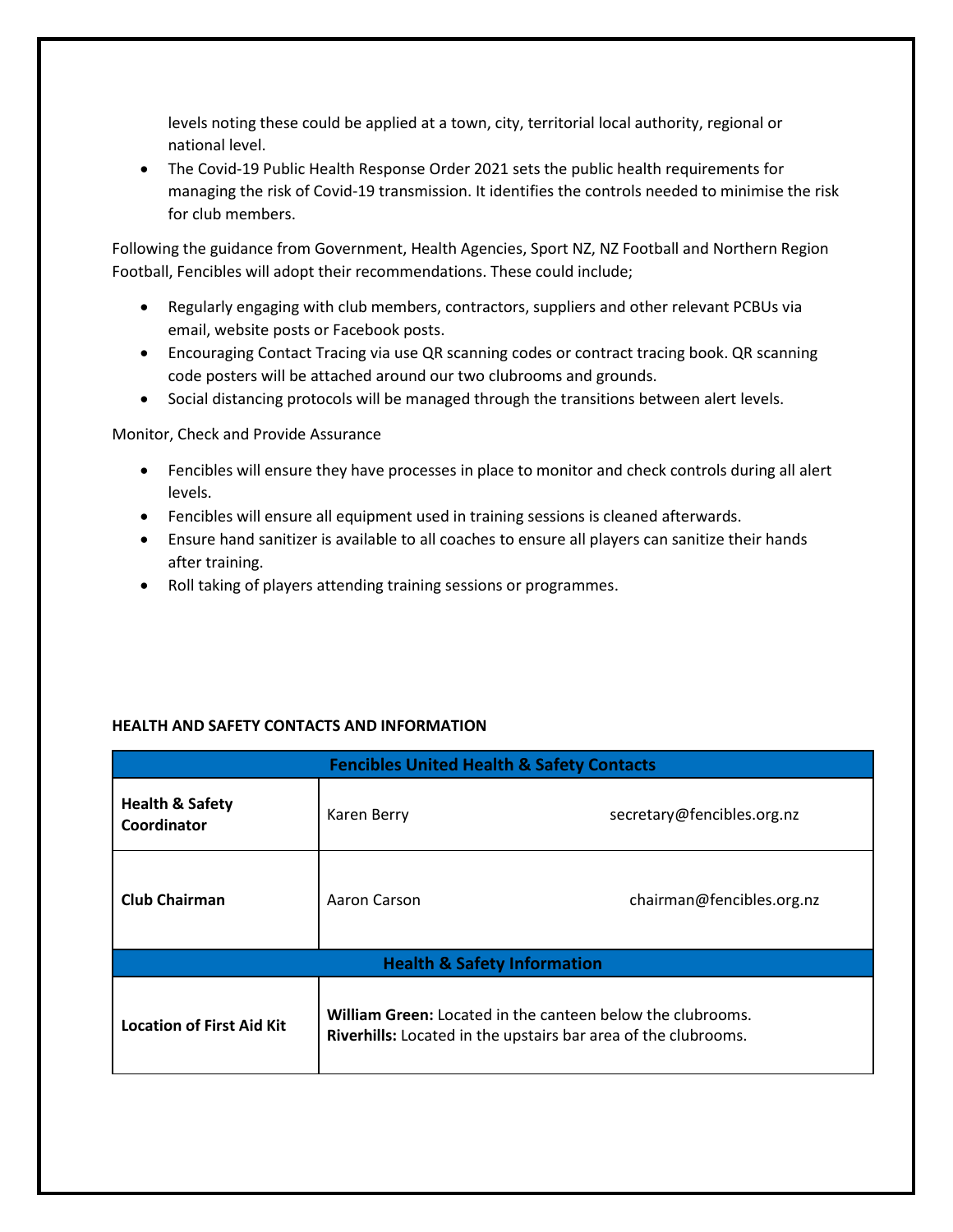levels noting these could be applied at a town, city, territorial local authority, regional or national level.

- The Covid-19 Public Health Response Order 2021 sets the public health requirements for managing the risk of Covid-19 transmission. It identifies the controls needed to minimise the risk for club members.

Following the guidance from Government, Health Agencies, Sport NZ, NZ Football and Northern Region Football, Fencibles will adopt their recommendations. These could include;

- Regularly engaging with club members, contractors, suppliers and other relevant PCBUs via email, website posts or Facebook posts.
- Encouraging Contact Tracing via use QR scanning codes or contract tracing book. QR scanning code posters will be attached around our two clubrooms and grounds.
- Social distancing protocols will be managed through the transitions between alert levels.

Monitor, Check and Provide Assurance

- Fencibles will ensure they have processes in place to monitor and check controls during all alert levels.
- Fencibles will ensure all equipment used in training sessions is cleaned afterwards.
- Ensure hand sanitizer is available to all coaches to ensure all players can sanitize their hands after training.
- Roll taking of players attending training sessions or programmes.

**HEALTH AND SAFETY CONTACTS AND INFORMATION**

| **Fencibles United Health & Safety Contacts** | | |
|---|---|---|
| **Health & Safety Coordinator** | Karen Berry | secretary@fencibles.org.nz |
| **Club Chairman** | Aaron Carson | chairman@fencibles.org.nz |
| **Health & Safety Information** | | |
| **Location of First Aid Kit** | **William Green:** Located in the canteen below the clubrooms.<br>**Riverhills:** Located in the upstairs bar area of the clubrooms. | |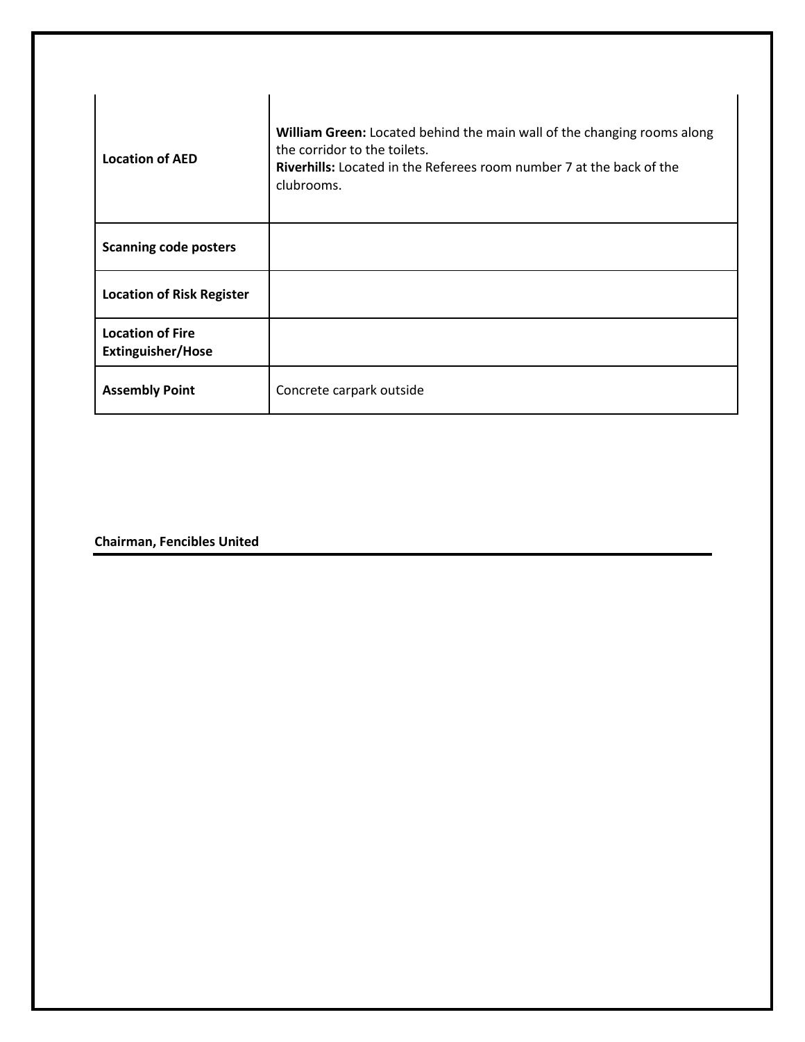| | |
|---|---|
| **Location of AED** | **William Green:** Located behind the main wall of the changing rooms along the corridor to the toilets.<br>**Riverhills:** Located in the Referees room number 7 at the back of the clubrooms. |
| **Scanning code posters** | |
| **Location of Risk Register** | |
| **Location of Fire Extinguisher/Hose** | |
| **Assembly Point** | Concrete carpark outside |

**Chairman, Fencibles United**